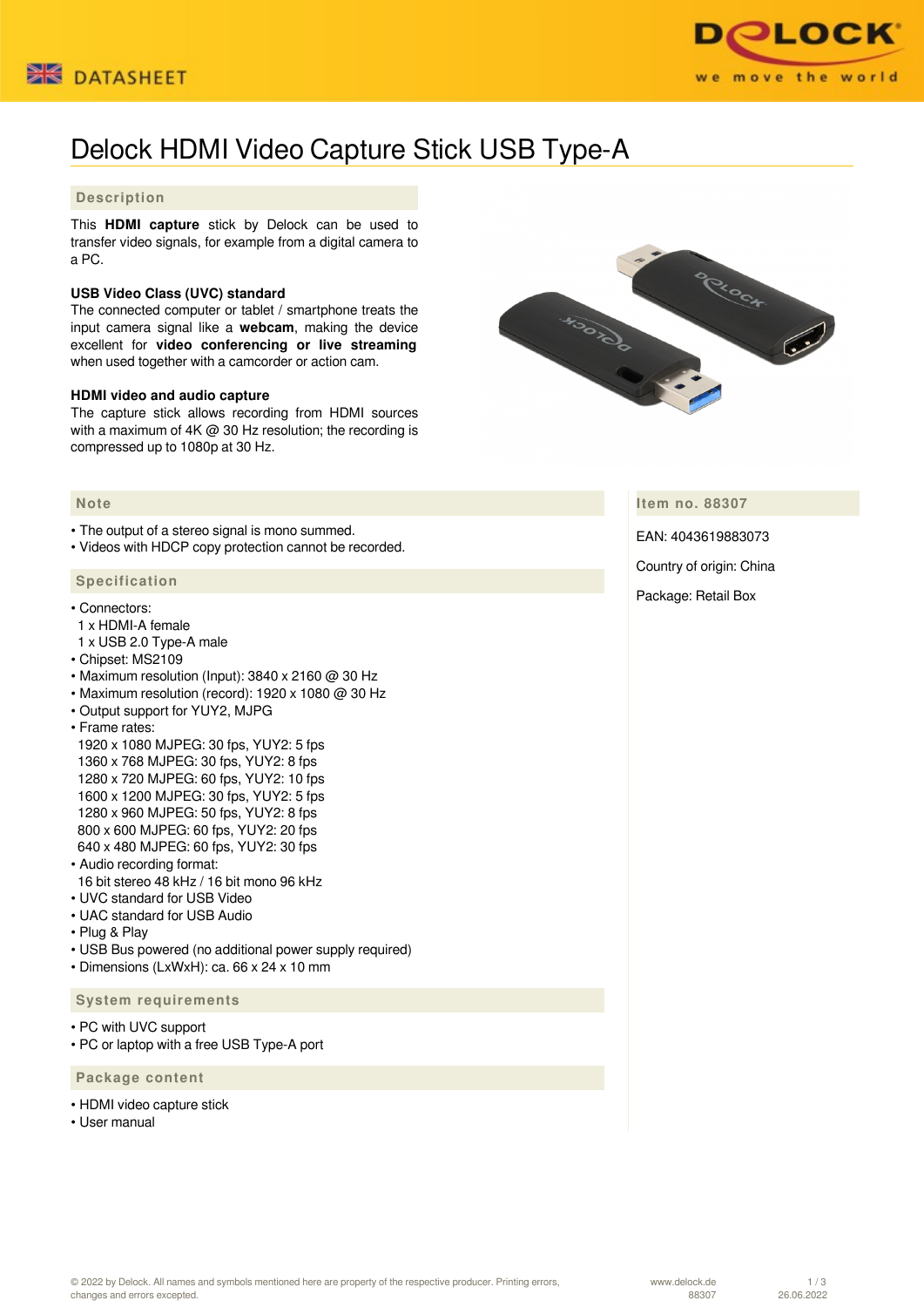# Delock HDMI Video Capture Stick USB Type-A

## Description

This **HDMI capture** stick by Delock can be used to transfer video signals, for example from a digital camera to a PC.

**USB Video Class (UVC) standard**
The connected computer or tablet / smartphone treats the input camera signal like a **webcam**, making the device excellent for **video conferencing or live streaming** when used together with a camcorder or action cam.

**HDMI video and audio capture**
The capture stick allows recording from HDMI sources with a maximum of 4K @ 30 Hz resolution; the recording is compressed up to 1080p at 30 Hz.

## Note

- The output of a stereo signal is mono summed.
- Videos with HDCP copy protection cannot be recorded.

## Specification

- Connectors:
  1 x HDMI-A female
  1 x USB 2.0 Type-A male
- Chipset: MS2109
- Maximum resolution (Input): 3840 x 2160 @ 30 Hz
- Maximum resolution (record): 1920 x 1080 @ 30 Hz
- Output support for YUY2, MJPG
- Frame rates:
  1920 x 1080 MJPEG: 30 fps, YUY2: 5 fps
  1360 x 768 MJPEG: 30 fps, YUY2: 8 fps
  1280 x 720 MJPEG: 60 fps, YUY2: 10 fps
  1600 x 1200 MJPEG: 30 fps, YUY2: 5 fps
  1280 x 960 MJPEG: 50 fps, YUY2: 8 fps
  800 x 600 MJPEG: 60 fps, YUY2: 20 fps
  640 x 480 MJPEG: 60 fps, YUY2: 30 fps
- Audio recording format:
  16 bit stereo 48 kHz / 16 bit mono 96 kHz
- UVC standard for USB Video
- UAC standard for USB Audio
- Plug & Play
- USB Bus powered (no additional power supply required)
- Dimensions (LxWxH): ca. 66 x 24 x 10 mm

## System requirements

- PC with UVC support
- PC or laptop with a free USB Type-A port

## Package content

- HDMI video capture stick
- User manual

## Item no. 88307

EAN: 4043619883073

Country of origin: China

Package: Retail Box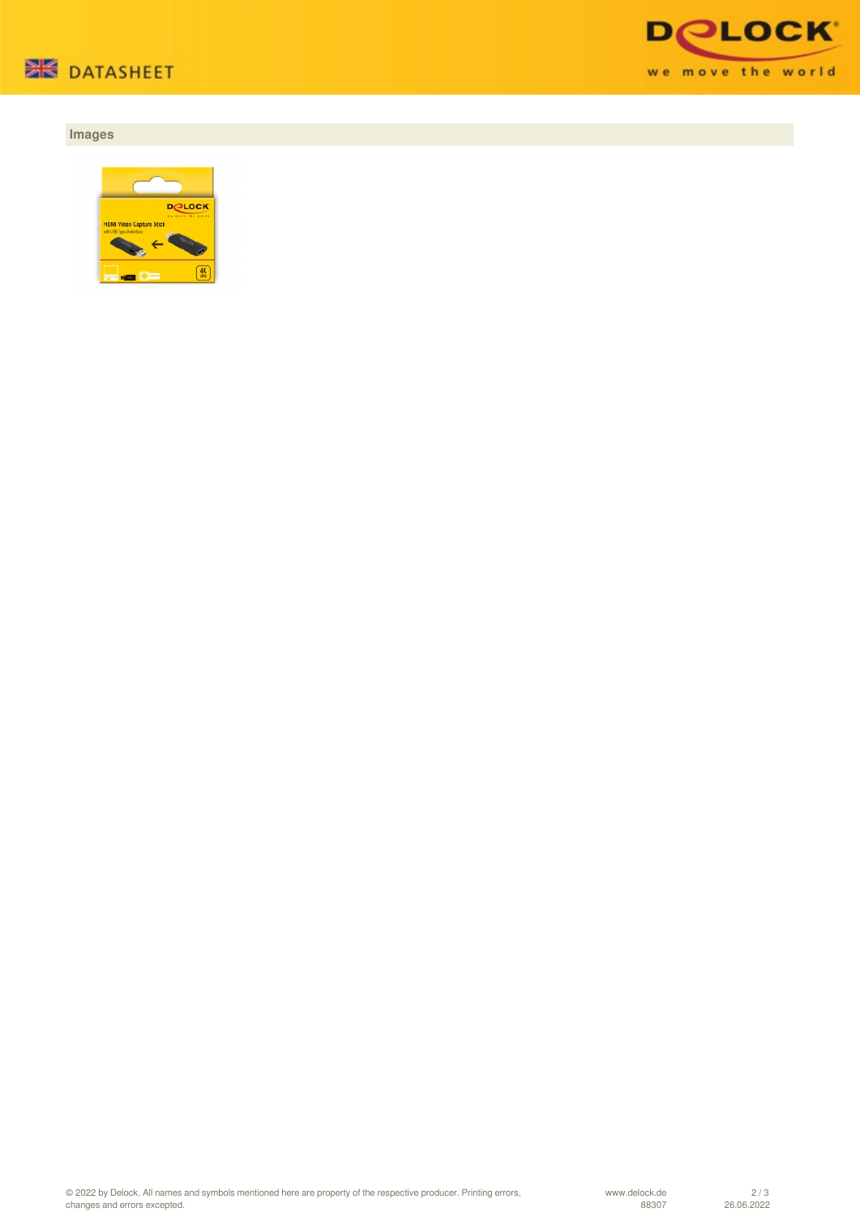## Images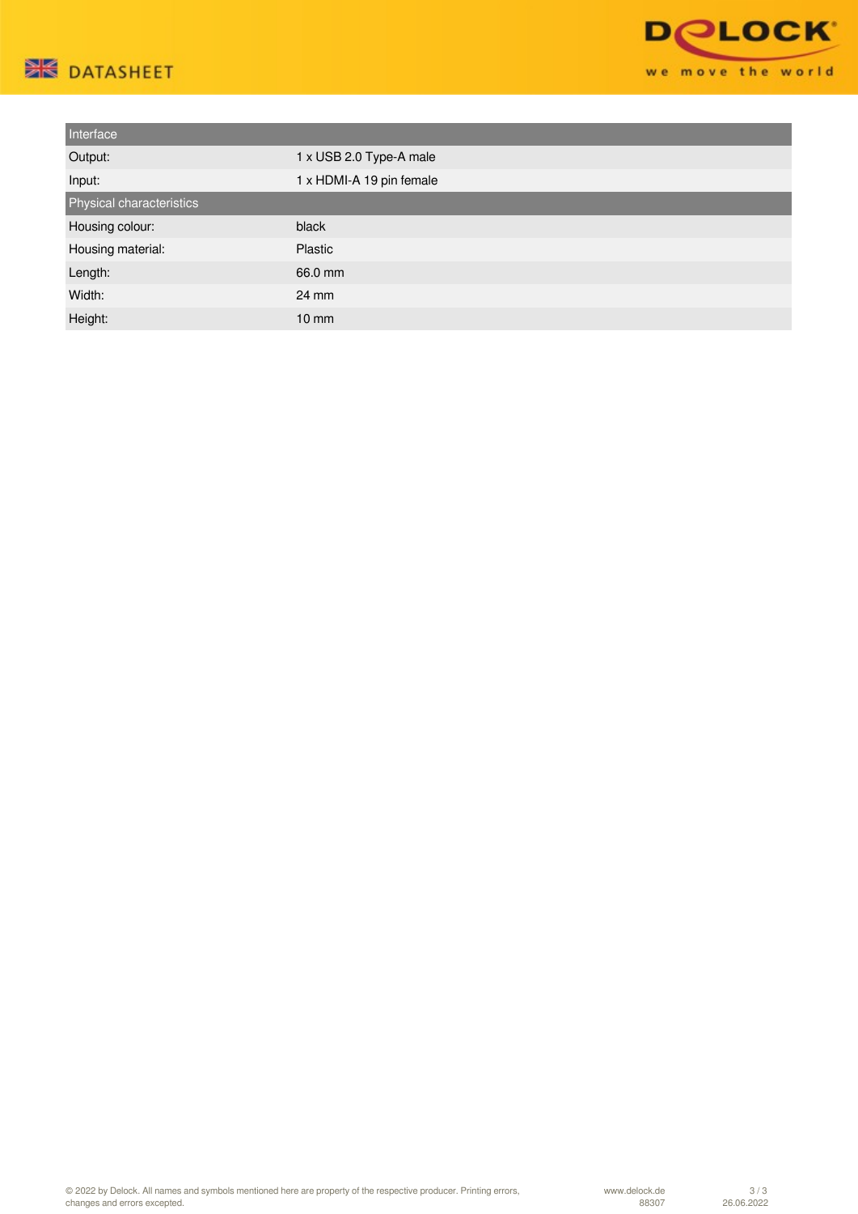| | |
|---|---|
| **Interface** | |
| Output: | 1 x USB 2.0 Type-A male |
| Input: | 1 x HDMI-A 19 pin female |
| **Physical characteristics** | |
| Housing colour: | black |
| Housing material: | Plastic |
| Length: | 66.0 mm |
| Width: | 24 mm |
| Height: | 10 mm |

© 2022 by Delock. All names and symbols mentioned here are property of the respective producer. Printing errors, changes and errors excepted.